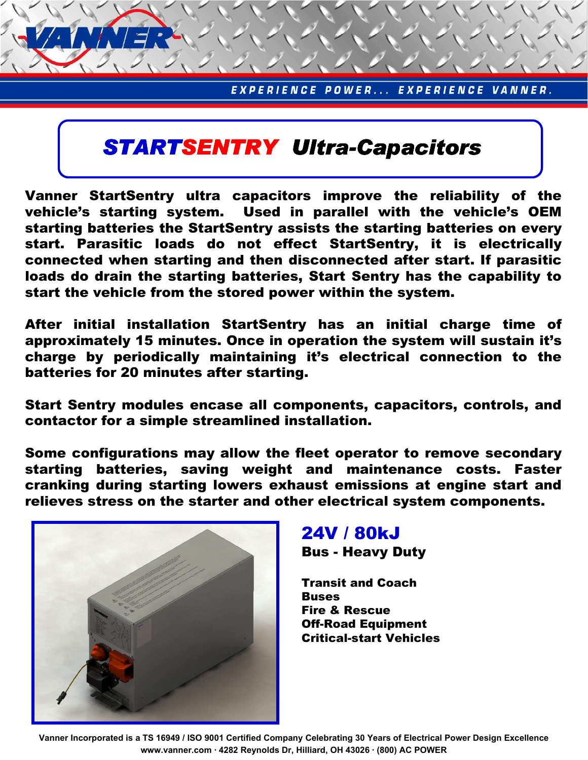# STARTSENTRY Ultra-Capacitors

**Vanner StartSentry ultra capacitors improve the reliability of the vehicle's starting system. Used in parallel with the vehicle's OEM starting batteries the StartSentry assists the starting batteries on every start. Parasitic loads do not effect StartSentry, it is electrically connected when starting and then disconnected after start. If parasitic loads do drain the starting batteries, Start Sentry has the capability to start the vehicle from the stored power within the system.**

**After initial installation StartSentry has an initial charge time of approximately 15 minutes. Once in operation the system will sustain it's charge by periodically maintaining it's electrical connection to the batteries for 20 minutes after starting.**

**Start Sentry modules encase all components, capacitors, controls, and contactor for a simple streamlined installation.**

**Some configurations may allow the fleet operator to remove secondary starting batteries, saving weight and maintenance costs. Faster cranking during starting lowers exhaust emissions at engine start and relieves stress on the starter and other electrical system components.**

## 24V / 80kJ

**Bus - Heavy Duty**

**Transit and Coach Buses**
**Fire & Rescue**
**Off-Road Equipment**
**Critical-start Vehicles**

Vanner Incorporated is a TS 16949 / ISO 9001 Certified Company Celebrating 30 Years of Electrical Power Design Excellence
www.vanner.com · 4282 Reynolds Dr, Hilliard, OH 43026 · (800) AC POWER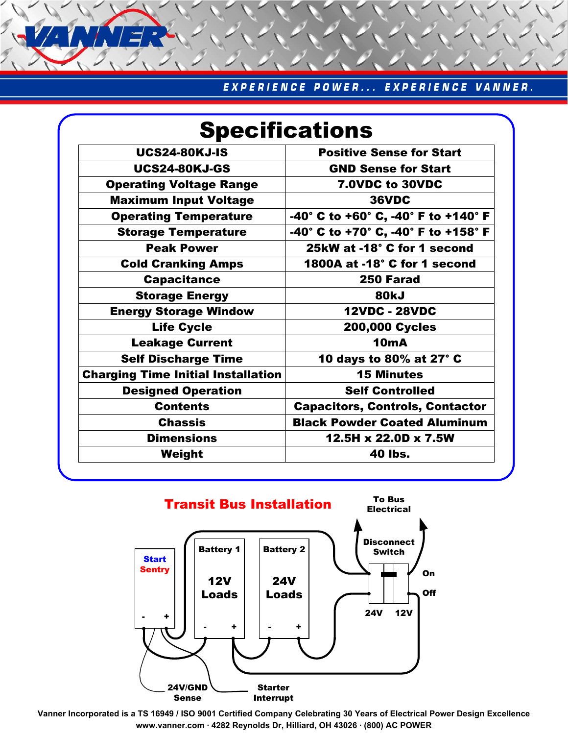# Specifications

| | |
|---|---|
| UCS24-80KJ-IS | Positive Sense for Start |
| UCS24-80KJ-GS | GND Sense for Start |
| Operating Voltage Range | 7.0VDC to 30VDC |
| Maximum Input Voltage | 36VDC |
| Operating Temperature | -40° C to +60° C, -40° F to +140° F |
| Storage Temperature | -40° C to +70° C, -40° F to +158° F |
| Peak Power | 25kW at -18° C for 1 second |
| Cold Cranking Amps | 1800A at -18° C for 1 second |
| Capacitance | 250 Farad |
| Storage Energy | 80kJ |
| Energy Storage Window | 12VDC - 28VDC |
| Life Cycle | 200,000 Cycles |
| Leakage Current | 10mA |
| Self Discharge Time | 10 days to 80% at 27° C |
| Charging Time Initial Installation | 15 Minutes |
| Designed Operation | Self Controlled |
| Contents | Capacitors, Controls, Contactor |
| Chassis | Black Powder Coated Aluminum |
| Dimensions | 12.5H x 22.0D x 7.5W |
| Weight | 40 lbs. |

## Transit Bus Installation

To Bus Electrical

Disconnect Switch

On

Off

24V 12V

Start Sentry

- +

Battery 1

12V Loads

- +

Battery 2

24V Loads

- +

24V/GND Sense

Starter Interrupt

Vanner Incorporated is a TS 16949 / ISO 9001 Certified Company Celebrating 30 Years of Electrical Power Design Excellence
www.vanner.com · 4282 Reynolds Dr, Hilliard, OH 43026 · (800) AC POWER